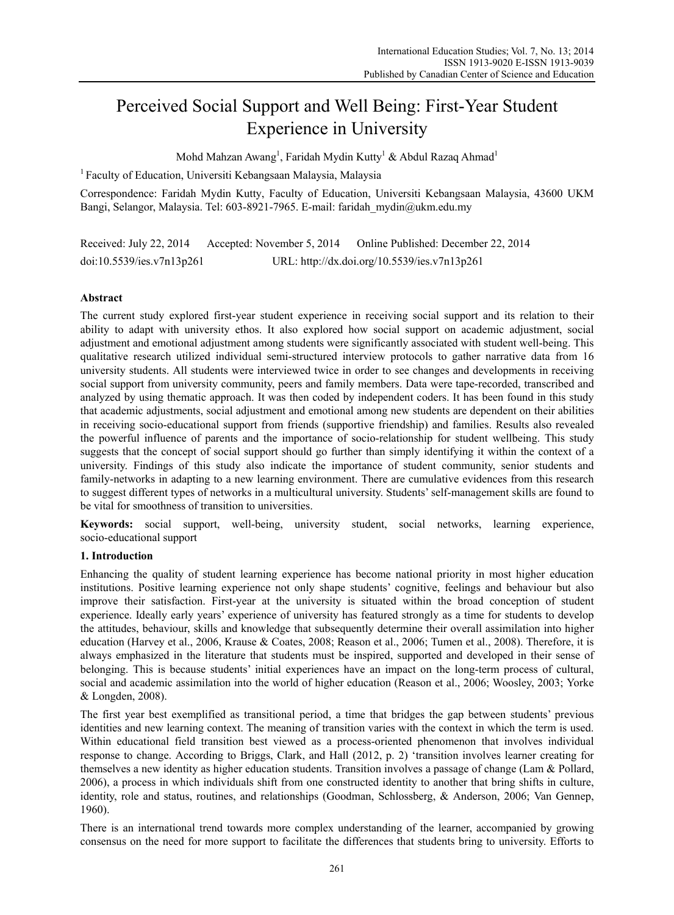# Perceived Social Support and Well Being: First-Year Student Experience in University

Mohd Mahzan Awang[1], Faridah Mydin Kutty[1] & Abdul Razaq Ahmad[1]

[1] Faculty of Education, Universiti Kebangsaan Malaysia, Malaysia

Correspondence: Faridah Mydin Kutty, Faculty of Education, Universiti Kebangsaan Malaysia, 43600 UKM Bangi, Selangor, Malaysia. Tel: 603-8921-7965. E-mail: faridah_mydin@ukm.edu.my

Received: July 22, 2014 Accepted: November 5, 2014 Online Published: December 22, 2014

doi:10.5539/ies.v7n13p261 URL: http://dx.doi.org/10.5539/ies.v7n13p261

## Abstract

The current study explored first-year student experience in receiving social support and its relation to their ability to adapt with university ethos. It also explored how social support on academic adjustment, social adjustment and emotional adjustment among students were significantly associated with student well-being. This qualitative research utilized individual semi-structured interview protocols to gather narrative data from 16 university students. All students were interviewed twice in order to see changes and developments in receiving social support from university community, peers and family members. Data were tape-recorded, transcribed and analyzed by using thematic approach. It was then coded by independent coders. It has been found in this study that academic adjustments, social adjustment and emotional among new students are dependent on their abilities in receiving socio-educational support from friends (supportive friendship) and families. Results also revealed the powerful influence of parents and the importance of socio-relationship for student wellbeing. This study suggests that the concept of social support should go further than simply identifying it within the context of a university. Findings of this study also indicate the importance of student community, senior students and family-networks in adapting to a new learning environment. There are cumulative evidences from this research to suggest different types of networks in a multicultural university. Students' self-management skills are found to be vital for smoothness of transition to universities.

**Keywords:** social support, well-being, university student, social networks, learning experience, socio-educational support

## 1. Introduction

Enhancing the quality of student learning experience has become national priority in most higher education institutions. Positive learning experience not only shape students' cognitive, feelings and behaviour but also improve their satisfaction. First-year at the university is situated within the broad conception of student experience. Ideally early years' experience of university has featured strongly as a time for students to develop the attitudes, behaviour, skills and knowledge that subsequently determine their overall assimilation into higher education (Harvey et al., 2006, Krause & Coates, 2008; Reason et al., 2006; Tumen et al., 2008). Therefore, it is always emphasized in the literature that students must be inspired, supported and developed in their sense of belonging. This is because students' initial experiences have an impact on the long-term process of cultural, social and academic assimilation into the world of higher education (Reason et al., 2006; Woosley, 2003; Yorke & Longden, 2008).

The first year best exemplified as transitional period, a time that bridges the gap between students' previous identities and new learning context. The meaning of transition varies with the context in which the term is used. Within educational field transition best viewed as a process-oriented phenomenon that involves individual response to change. According to Briggs, Clark, and Hall (2012, p. 2) 'transition involves learner creating for themselves a new identity as higher education students. Transition involves a passage of change (Lam & Pollard, 2006), a process in which individuals shift from one constructed identity to another that bring shifts in culture, identity, role and status, routines, and relationships (Goodman, Schlossberg, & Anderson, 2006; Van Gennep, 1960).

There is an international trend towards more complex understanding of the learner, accompanied by growing consensus on the need for more support to facilitate the differences that students bring to university. Efforts to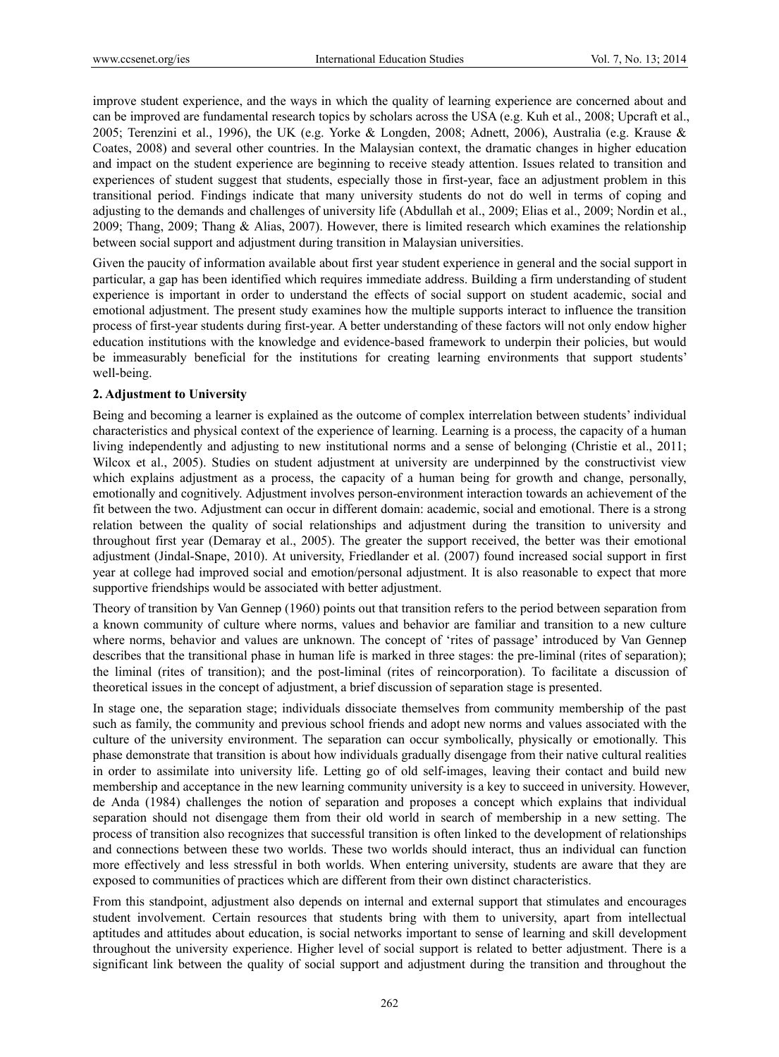improve student experience, and the ways in which the quality of learning experience are concerned about and can be improved are fundamental research topics by scholars across the USA (e.g. Kuh et al., 2008; Upcraft et al., 2005; Terenzini et al., 1996), the UK (e.g. Yorke & Longden, 2008; Adnett, 2006), Australia (e.g. Krause & Coates, 2008) and several other countries. In the Malaysian context, the dramatic changes in higher education and impact on the student experience are beginning to receive steady attention. Issues related to transition and experiences of student suggest that students, especially those in first-year, face an adjustment problem in this transitional period. Findings indicate that many university students do not do well in terms of coping and adjusting to the demands and challenges of university life (Abdullah et al., 2009; Elias et al., 2009; Nordin et al., 2009; Thang, 2009; Thang & Alias, 2007). However, there is limited research which examines the relationship between social support and adjustment during transition in Malaysian universities.

Given the paucity of information available about first year student experience in general and the social support in particular, a gap has been identified which requires immediate address. Building a firm understanding of student experience is important in order to understand the effects of social support on student academic, social and emotional adjustment. The present study examines how the multiple supports interact to influence the transition process of first-year students during first-year. A better understanding of these factors will not only endow higher education institutions with the knowledge and evidence-based framework to underpin their policies, but would be immeasurably beneficial for the institutions for creating learning environments that support students' well-being.

## 2. Adjustment to University

Being and becoming a learner is explained as the outcome of complex interrelation between students' individual characteristics and physical context of the experience of learning. Learning is a process, the capacity of a human living independently and adjusting to new institutional norms and a sense of belonging (Christie et al., 2011; Wilcox et al., 2005). Studies on student adjustment at university are underpinned by the constructivist view which explains adjustment as a process, the capacity of a human being for growth and change, personally, emotionally and cognitively. Adjustment involves person-environment interaction towards an achievement of the fit between the two. Adjustment can occur in different domain: academic, social and emotional. There is a strong relation between the quality of social relationships and adjustment during the transition to university and throughout first year (Demaray et al., 2005). The greater the support received, the better was their emotional adjustment (Jindal-Snape, 2010). At university, Friedlander et al. (2007) found increased social support in first year at college had improved social and emotion/personal adjustment. It is also reasonable to expect that more supportive friendships would be associated with better adjustment.

Theory of transition by Van Gennep (1960) points out that transition refers to the period between separation from a known community of culture where norms, values and behavior are familiar and transition to a new culture where norms, behavior and values are unknown. The concept of 'rites of passage' introduced by Van Gennep describes that the transitional phase in human life is marked in three stages: the pre-liminal (rites of separation); the liminal (rites of transition); and the post-liminal (rites of reincorporation). To facilitate a discussion of theoretical issues in the concept of adjustment, a brief discussion of separation stage is presented.

In stage one, the separation stage; individuals dissociate themselves from community membership of the past such as family, the community and previous school friends and adopt new norms and values associated with the culture of the university environment. The separation can occur symbolically, physically or emotionally. This phase demonstrate that transition is about how individuals gradually disengage from their native cultural realities in order to assimilate into university life. Letting go of old self-images, leaving their contact and build new membership and acceptance in the new learning community university is a key to succeed in university. However, de Anda (1984) challenges the notion of separation and proposes a concept which explains that individual separation should not disengage them from their old world in search of membership in a new setting. The process of transition also recognizes that successful transition is often linked to the development of relationships and connections between these two worlds. These two worlds should interact, thus an individual can function more effectively and less stressful in both worlds. When entering university, students are aware that they are exposed to communities of practices which are different from their own distinct characteristics.

From this standpoint, adjustment also depends on internal and external support that stimulates and encourages student involvement. Certain resources that students bring with them to university, apart from intellectual aptitudes and attitudes about education, is social networks important to sense of learning and skill development throughout the university experience. Higher level of social support is related to better adjustment. There is a significant link between the quality of social support and adjustment during the transition and throughout the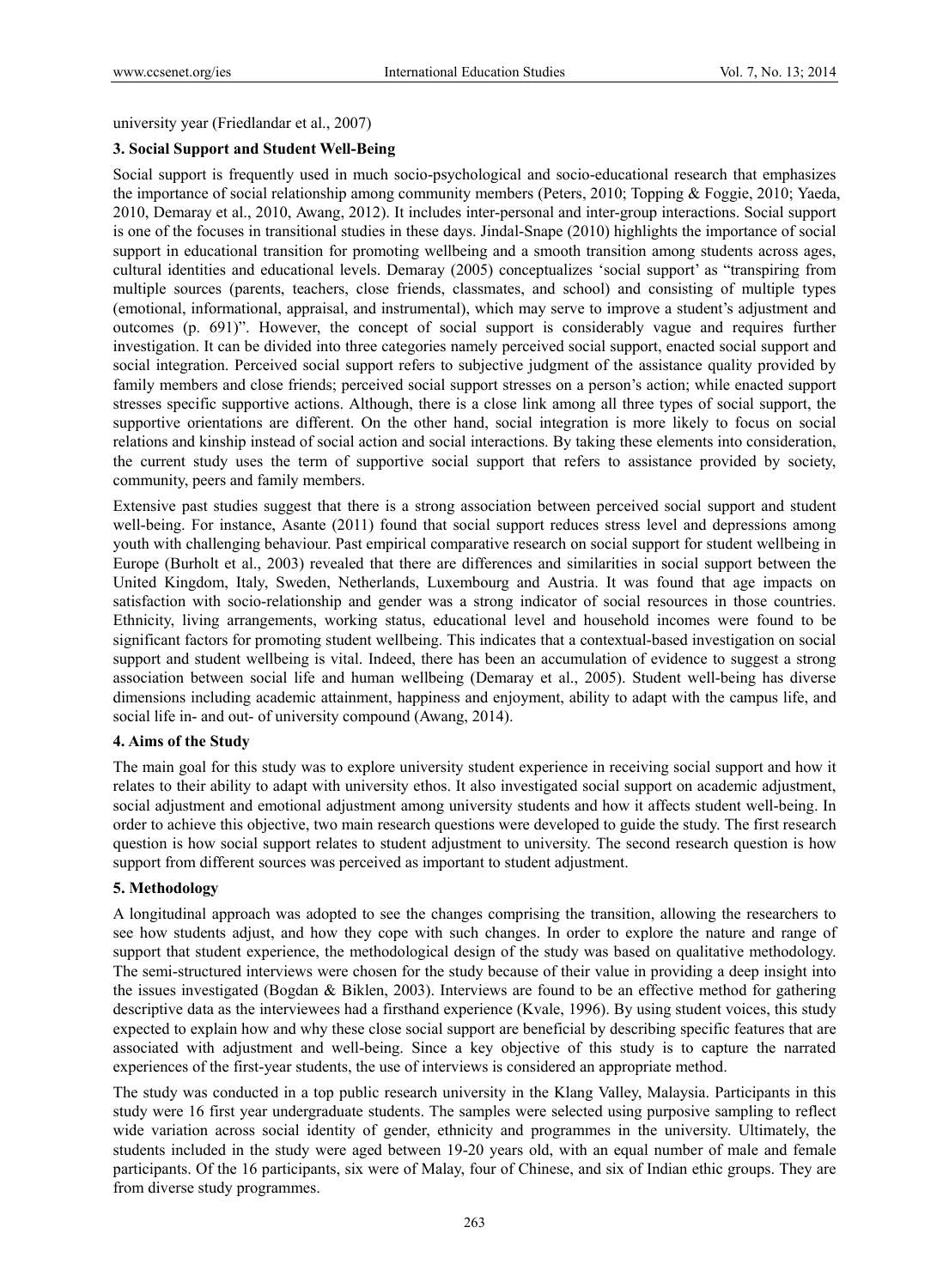university year (Friedlandar et al., 2007)

## 3. Social Support and Student Well-Being

Social support is frequently used in much socio-psychological and socio-educational research that emphasizes the importance of social relationship among community members (Peters, 2010; Topping & Foggie, 2010; Yaeda, 2010, Demaray et al., 2010, Awang, 2012). It includes inter-personal and inter-group interactions. Social support is one of the focuses in transitional studies in these days. Jindal-Snape (2010) highlights the importance of social support in educational transition for promoting wellbeing and a smooth transition among students across ages, cultural identities and educational levels. Demaray (2005) conceptualizes 'social support' as "transpiring from multiple sources (parents, teachers, close friends, classmates, and school) and consisting of multiple types (emotional, informational, appraisal, and instrumental), which may serve to improve a student's adjustment and outcomes (p. 691)". However, the concept of social support is considerably vague and requires further investigation. It can be divided into three categories namely perceived social support, enacted social support and social integration. Perceived social support refers to subjective judgment of the assistance quality provided by family members and close friends; perceived social support stresses on a person's action; while enacted support stresses specific supportive actions. Although, there is a close link among all three types of social support, the supportive orientations are different. On the other hand, social integration is more likely to focus on social relations and kinship instead of social action and social interactions. By taking these elements into consideration, the current study uses the term of supportive social support that refers to assistance provided by society, community, peers and family members.

Extensive past studies suggest that there is a strong association between perceived social support and student well-being. For instance, Asante (2011) found that social support reduces stress level and depressions among youth with challenging behaviour. Past empirical comparative research on social support for student wellbeing in Europe (Burholt et al., 2003) revealed that there are differences and similarities in social support between the United Kingdom, Italy, Sweden, Netherlands, Luxembourg and Austria. It was found that age impacts on satisfaction with socio-relationship and gender was a strong indicator of social resources in those countries. Ethnicity, living arrangements, working status, educational level and household incomes were found to be significant factors for promoting student wellbeing. This indicates that a contextual-based investigation on social support and student wellbeing is vital. Indeed, there has been an accumulation of evidence to suggest a strong association between social life and human wellbeing (Demaray et al., 2005). Student well-being has diverse dimensions including academic attainment, happiness and enjoyment, ability to adapt with the campus life, and social life in- and out- of university compound (Awang, 2014).

## 4. Aims of the Study

The main goal for this study was to explore university student experience in receiving social support and how it relates to their ability to adapt with university ethos. It also investigated social support on academic adjustment, social adjustment and emotional adjustment among university students and how it affects student well-being. In order to achieve this objective, two main research questions were developed to guide the study. The first research question is how social support relates to student adjustment to university. The second research question is how support from different sources was perceived as important to student adjustment.

## 5. Methodology

A longitudinal approach was adopted to see the changes comprising the transition, allowing the researchers to see how students adjust, and how they cope with such changes. In order to explore the nature and range of support that student experience, the methodological design of the study was based on qualitative methodology. The semi-structured interviews were chosen for the study because of their value in providing a deep insight into the issues investigated (Bogdan & Biklen, 2003). Interviews are found to be an effective method for gathering descriptive data as the interviewees had a firsthand experience (Kvale, 1996). By using student voices, this study expected to explain how and why these close social support are beneficial by describing specific features that are associated with adjustment and well-being. Since a key objective of this study is to capture the narrated experiences of the first-year students, the use of interviews is considered an appropriate method.

The study was conducted in a top public research university in the Klang Valley, Malaysia. Participants in this study were 16 first year undergraduate students. The samples were selected using purposive sampling to reflect wide variation across social identity of gender, ethnicity and programmes in the university. Ultimately, the students included in the study were aged between 19-20 years old, with an equal number of male and female participants. Of the 16 participants, six were of Malay, four of Chinese, and six of Indian ethic groups. They are from diverse study programmes.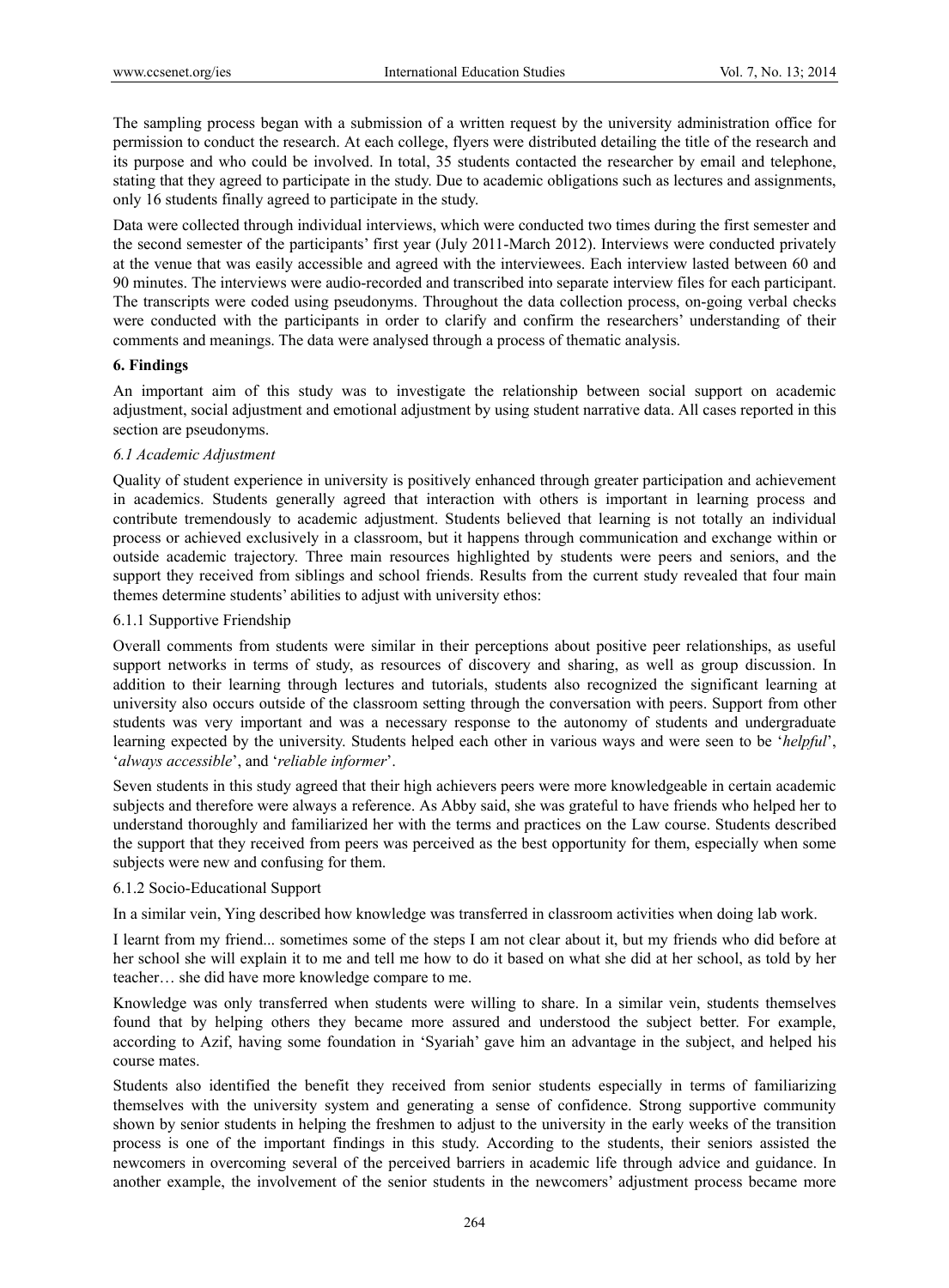The sampling process began with a submission of a written request by the university administration office for permission to conduct the research. At each college, flyers were distributed detailing the title of the research and its purpose and who could be involved. In total, 35 students contacted the researcher by email and telephone, stating that they agreed to participate in the study. Due to academic obligations such as lectures and assignments, only 16 students finally agreed to participate in the study.

Data were collected through individual interviews, which were conducted two times during the first semester and the second semester of the participants' first year (July 2011-March 2012). Interviews were conducted privately at the venue that was easily accessible and agreed with the interviewees. Each interview lasted between 60 and 90 minutes. The interviews were audio-recorded and transcribed into separate interview files for each participant. The transcripts were coded using pseudonyms. Throughout the data collection process, on-going verbal checks were conducted with the participants in order to clarify and confirm the researchers' understanding of their comments and meanings. The data were analysed through a process of thematic analysis.

## 6. Findings

An important aim of this study was to investigate the relationship between social support on academic adjustment, social adjustment and emotional adjustment by using student narrative data. All cases reported in this section are pseudonyms.

### *6.1 Academic Adjustment*

Quality of student experience in university is positively enhanced through greater participation and achievement in academics. Students generally agreed that interaction with others is important in learning process and contribute tremendously to academic adjustment. Students believed that learning is not totally an individual process or achieved exclusively in a classroom, but it happens through communication and exchange within or outside academic trajectory. Three main resources highlighted by students were peers and seniors, and the support they received from siblings and school friends. Results from the current study revealed that four main themes determine students' abilities to adjust with university ethos:

#### 6.1.1 Supportive Friendship

Overall comments from students were similar in their perceptions about positive peer relationships, as useful support networks in terms of study, as resources of discovery and sharing, as well as group discussion. In addition to their learning through lectures and tutorials, students also recognized the significant learning at university also occurs outside of the classroom setting through the conversation with peers. Support from other students was very important and was a necessary response to the autonomy of students and undergraduate learning expected by the university. Students helped each other in various ways and were seen to be '*helpful*', '*always accessible*', and '*reliable informer*'.

Seven students in this study agreed that their high achievers peers were more knowledgeable in certain academic subjects and therefore were always a reference. As Abby said, she was grateful to have friends who helped her to understand thoroughly and familiarized her with the terms and practices on the Law course. Students described the support that they received from peers was perceived as the best opportunity for them, especially when some subjects were new and confusing for them.

#### 6.1.2 Socio-Educational Support

In a similar vein, Ying described how knowledge was transferred in classroom activities when doing lab work.

I learnt from my friend... sometimes some of the steps I am not clear about it, but my friends who did before at her school she will explain it to me and tell me how to do it based on what she did at her school, as told by her teacher… she did have more knowledge compare to me.

Knowledge was only transferred when students were willing to share. In a similar vein, students themselves found that by helping others they became more assured and understood the subject better. For example, according to Azif, having some foundation in 'Syariah' gave him an advantage in the subject, and helped his course mates.

Students also identified the benefit they received from senior students especially in terms of familiarizing themselves with the university system and generating a sense of confidence. Strong supportive community shown by senior students in helping the freshmen to adjust to the university in the early weeks of the transition process is one of the important findings in this study. According to the students, their seniors assisted the newcomers in overcoming several of the perceived barriers in academic life through advice and guidance. In another example, the involvement of the senior students in the newcomers' adjustment process became more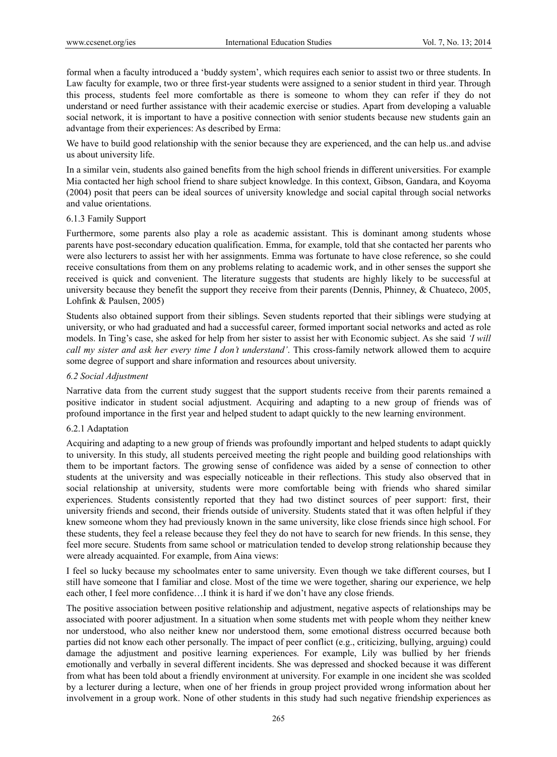formal when a faculty introduced a 'buddy system', which requires each senior to assist two or three students. In Law faculty for example, two or three first-year students were assigned to a senior student in third year. Through this process, students feel more comfortable as there is someone to whom they can refer if they do not understand or need further assistance with their academic exercise or studies. Apart from developing a valuable social network, it is important to have a positive connection with senior students because new students gain an advantage from their experiences: As described by Erma:

We have to build good relationship with the senior because they are experienced, and the can help us..and advise us about university life.

In a similar vein, students also gained benefits from the high school friends in different universities. For example Mia contacted her high school friend to share subject knowledge. In this context, Gibson, Gandara, and Koyoma (2004) posit that peers can be ideal sources of university knowledge and social capital through social networks and value orientations.

#### 6.1.3 Family Support

Furthermore, some parents also play a role as academic assistant. This is dominant among students whose parents have post-secondary education qualification. Emma, for example, told that she contacted her parents who were also lecturers to assist her with her assignments. Emma was fortunate to have close reference, so she could receive consultations from them on any problems relating to academic work, and in other senses the support she received is quick and convenient. The literature suggests that students are highly likely to be successful at university because they benefit the support they receive from their parents (Dennis, Phinney, & Chuateco, 2005, Lohfink & Paulsen, 2005)

Students also obtained support from their siblings. Seven students reported that their siblings were studying at university, or who had graduated and had a successful career, formed important social networks and acted as role models. In Ting's case, she asked for help from her sister to assist her with Economic subject. As she said *'I will call my sister and ask her every time I don't understand'*. This cross-family network allowed them to acquire some degree of support and share information and resources about university.

### *6.2 Social Adjustment*

Narrative data from the current study suggest that the support students receive from their parents remained a positive indicator in student social adjustment. Acquiring and adapting to a new group of friends was of profound importance in the first year and helped student to adapt quickly to the new learning environment.

#### 6.2.1 Adaptation

Acquiring and adapting to a new group of friends was profoundly important and helped students to adapt quickly to university. In this study, all students perceived meeting the right people and building good relationships with them to be important factors. The growing sense of confidence was aided by a sense of connection to other students at the university and was especially noticeable in their reflections. This study also observed that in social relationship at university, students were more comfortable being with friends who shared similar experiences. Students consistently reported that they had two distinct sources of peer support: first, their university friends and second, their friends outside of university. Students stated that it was often helpful if they knew someone whom they had previously known in the same university, like close friends since high school. For these students, they feel a release because they feel they do not have to search for new friends. In this sense, they feel more secure. Students from same school or matriculation tended to develop strong relationship because they were already acquainted. For example, from Aina views:

I feel so lucky because my schoolmates enter to same university. Even though we take different courses, but I still have someone that I familiar and close. Most of the time we were together, sharing our experience, we help each other, I feel more confidence…I think it is hard if we don't have any close friends.

The positive association between positive relationship and adjustment, negative aspects of relationships may be associated with poorer adjustment. In a situation when some students met with people whom they neither knew nor understood, who also neither knew nor understood them, some emotional distress occurred because both parties did not know each other personally. The impact of peer conflict (e.g., criticizing, bullying, arguing) could damage the adjustment and positive learning experiences. For example, Lily was bullied by her friends emotionally and verbally in several different incidents. She was depressed and shocked because it was different from what has been told about a friendly environment at university. For example in one incident she was scolded by a lecturer during a lecture, when one of her friends in group project provided wrong information about her involvement in a group work. None of other students in this study had such negative friendship experiences as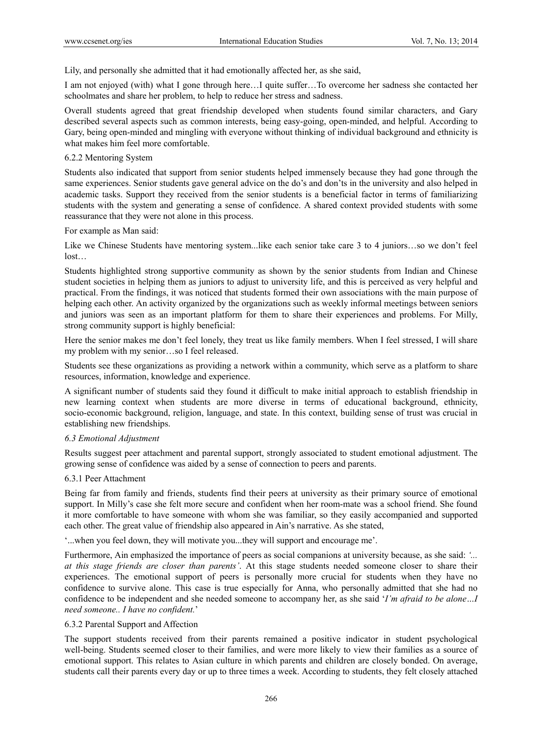Lily, and personally she admitted that it had emotionally affected her, as she said,

I am not enjoyed (with) what I gone through here…I quite suffer…To overcome her sadness she contacted her schoolmates and share her problem, to help to reduce her stress and sadness.

Overall students agreed that great friendship developed when students found similar characters, and Gary described several aspects such as common interests, being easy-going, open-minded, and helpful. According to Gary, being open-minded and mingling with everyone without thinking of individual background and ethnicity is what makes him feel more comfortable.

#### 6.2.2 Mentoring System

Students also indicated that support from senior students helped immensely because they had gone through the same experiences. Senior students gave general advice on the do's and don'ts in the university and also helped in academic tasks. Support they received from the senior students is a beneficial factor in terms of familiarizing students with the system and generating a sense of confidence. A shared context provided students with some reassurance that they were not alone in this process.

For example as Man said:

Like we Chinese Students have mentoring system...like each senior take care 3 to 4 juniors…so we don't feel lost…

Students highlighted strong supportive community as shown by the senior students from Indian and Chinese student societies in helping them as juniors to adjust to university life, and this is perceived as very helpful and practical. From the findings, it was noticed that students formed their own associations with the main purpose of helping each other. An activity organized by the organizations such as weekly informal meetings between seniors and juniors was seen as an important platform for them to share their experiences and problems. For Milly, strong community support is highly beneficial:

Here the senior makes me don't feel lonely, they treat us like family members. When I feel stressed, I will share my problem with my senior…so I feel released.

Students see these organizations as providing a network within a community, which serve as a platform to share resources, information, knowledge and experience.

A significant number of students said they found it difficult to make initial approach to establish friendship in new learning context when students are more diverse in terms of educational background, ethnicity, socio-economic background, religion, language, and state. In this context, building sense of trust was crucial in establishing new friendships.

### *6.3 Emotional Adjustment*

Results suggest peer attachment and parental support, strongly associated to student emotional adjustment. The growing sense of confidence was aided by a sense of connection to peers and parents.

#### 6.3.1 Peer Attachment

Being far from family and friends, students find their peers at university as their primary source of emotional support. In Milly's case she felt more secure and confident when her room-mate was a school friend. She found it more comfortable to have someone with whom she was familiar, so they easily accompanied and supported each other. The great value of friendship also appeared in Ain's narrative. As she stated,

'...when you feel down, they will motivate you...they will support and encourage me'.

Furthermore, Ain emphasized the importance of peers as social companions at university because, as she said: *'... at this stage friends are closer than parents'*. At this stage students needed someone closer to share their experiences. The emotional support of peers is personally more crucial for students when they have no confidence to survive alone. This case is true especially for Anna, who personally admitted that she had no confidence to be independent and she needed someone to accompany her, as she said '*I'm afraid to be alone…I need someone.. I have no confident.*'

#### 6.3.2 Parental Support and Affection

The support students received from their parents remained a positive indicator in student psychological well-being. Students seemed closer to their families, and were more likely to view their families as a source of emotional support. This relates to Asian culture in which parents and children are closely bonded. On average, students call their parents every day or up to three times a week. According to students, they felt closely attached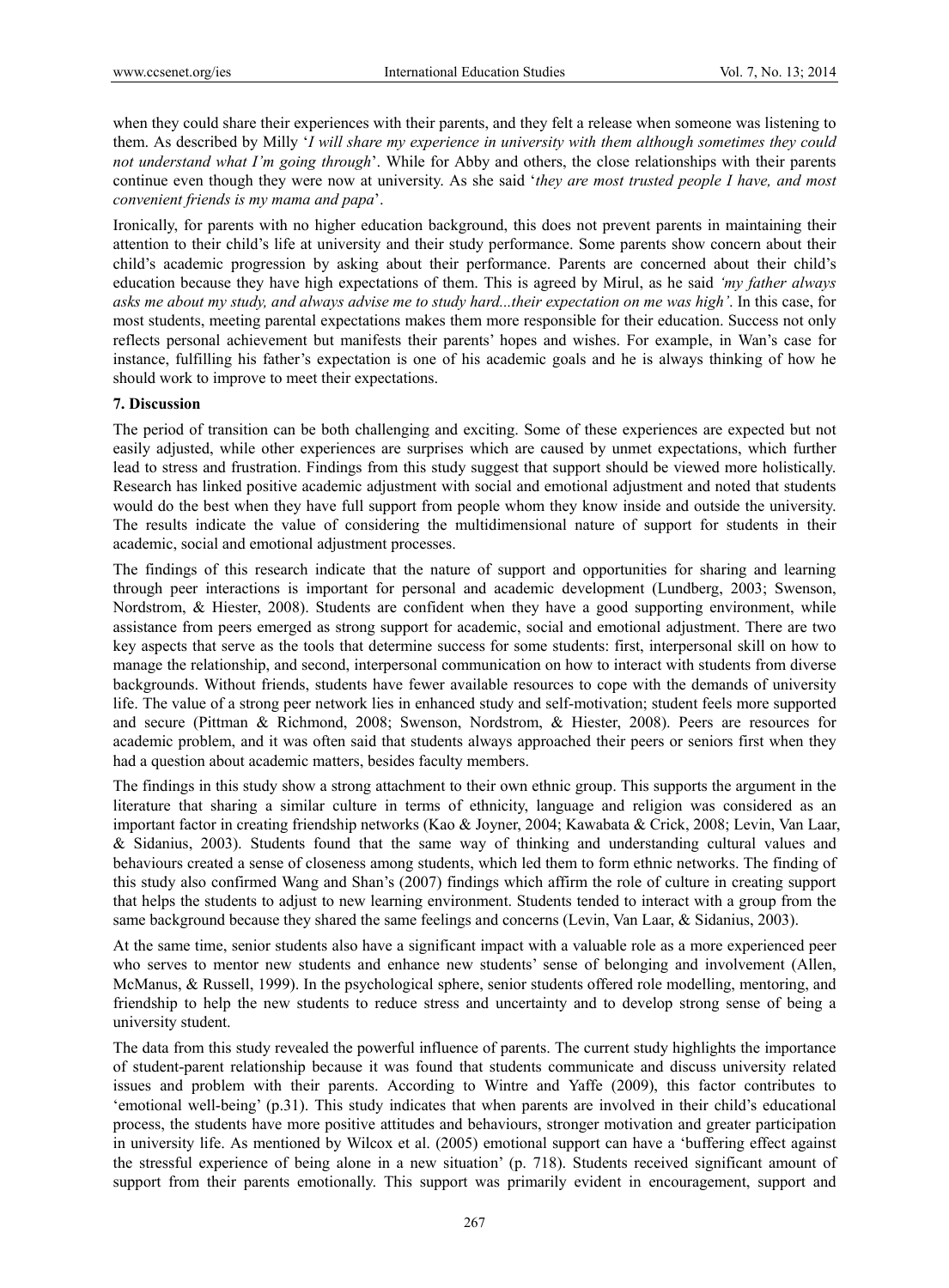when they could share their experiences with their parents, and they felt a release when someone was listening to them. As described by Milly '*I will share my experience in university with them although sometimes they could not understand what I'm going through*'. While for Abby and others, the close relationships with their parents continue even though they were now at university. As she said '*they are most trusted people I have, and most convenient friends is my mama and papa*'.

Ironically, for parents with no higher education background, this does not prevent parents in maintaining their attention to their child's life at university and their study performance. Some parents show concern about their child's academic progression by asking about their performance. Parents are concerned about their child's education because they have high expectations of them. This is agreed by Mirul, as he said *'my father always asks me about my study, and always advise me to study hard...their expectation on me was high'*. In this case, for most students, meeting parental expectations makes them more responsible for their education. Success not only reflects personal achievement but manifests their parents' hopes and wishes. For example, in Wan's case for instance, fulfilling his father's expectation is one of his academic goals and he is always thinking of how he should work to improve to meet their expectations.

## 7. Discussion

The period of transition can be both challenging and exciting. Some of these experiences are expected but not easily adjusted, while other experiences are surprises which are caused by unmet expectations, which further lead to stress and frustration. Findings from this study suggest that support should be viewed more holistically. Research has linked positive academic adjustment with social and emotional adjustment and noted that students would do the best when they have full support from people whom they know inside and outside the university. The results indicate the value of considering the multidimensional nature of support for students in their academic, social and emotional adjustment processes.

The findings of this research indicate that the nature of support and opportunities for sharing and learning through peer interactions is important for personal and academic development (Lundberg, 2003; Swenson, Nordstrom, & Hiester, 2008). Students are confident when they have a good supporting environment, while assistance from peers emerged as strong support for academic, social and emotional adjustment. There are two key aspects that serve as the tools that determine success for some students: first, interpersonal skill on how to manage the relationship, and second, interpersonal communication on how to interact with students from diverse backgrounds. Without friends, students have fewer available resources to cope with the demands of university life. The value of a strong peer network lies in enhanced study and self-motivation; student feels more supported and secure (Pittman & Richmond, 2008; Swenson, Nordstrom, & Hiester, 2008). Peers are resources for academic problem, and it was often said that students always approached their peers or seniors first when they had a question about academic matters, besides faculty members.

The findings in this study show a strong attachment to their own ethnic group. This supports the argument in the literature that sharing a similar culture in terms of ethnicity, language and religion was considered as an important factor in creating friendship networks (Kao & Joyner, 2004; Kawabata & Crick, 2008; Levin, Van Laar, & Sidanius, 2003). Students found that the same way of thinking and understanding cultural values and behaviours created a sense of closeness among students, which led them to form ethnic networks. The finding of this study also confirmed Wang and Shan's (2007) findings which affirm the role of culture in creating support that helps the students to adjust to new learning environment. Students tended to interact with a group from the same background because they shared the same feelings and concerns (Levin, Van Laar, & Sidanius, 2003).

At the same time, senior students also have a significant impact with a valuable role as a more experienced peer who serves to mentor new students and enhance new students' sense of belonging and involvement (Allen, McManus, & Russell, 1999). In the psychological sphere, senior students offered role modelling, mentoring, and friendship to help the new students to reduce stress and uncertainty and to develop strong sense of being a university student.

The data from this study revealed the powerful influence of parents. The current study highlights the importance of student-parent relationship because it was found that students communicate and discuss university related issues and problem with their parents. According to Wintre and Yaffe (2009), this factor contributes to 'emotional well-being' (p.31). This study indicates that when parents are involved in their child's educational process, the students have more positive attitudes and behaviours, stronger motivation and greater participation in university life. As mentioned by Wilcox et al. (2005) emotional support can have a 'buffering effect against the stressful experience of being alone in a new situation' (p. 718). Students received significant amount of support from their parents emotionally. This support was primarily evident in encouragement, support and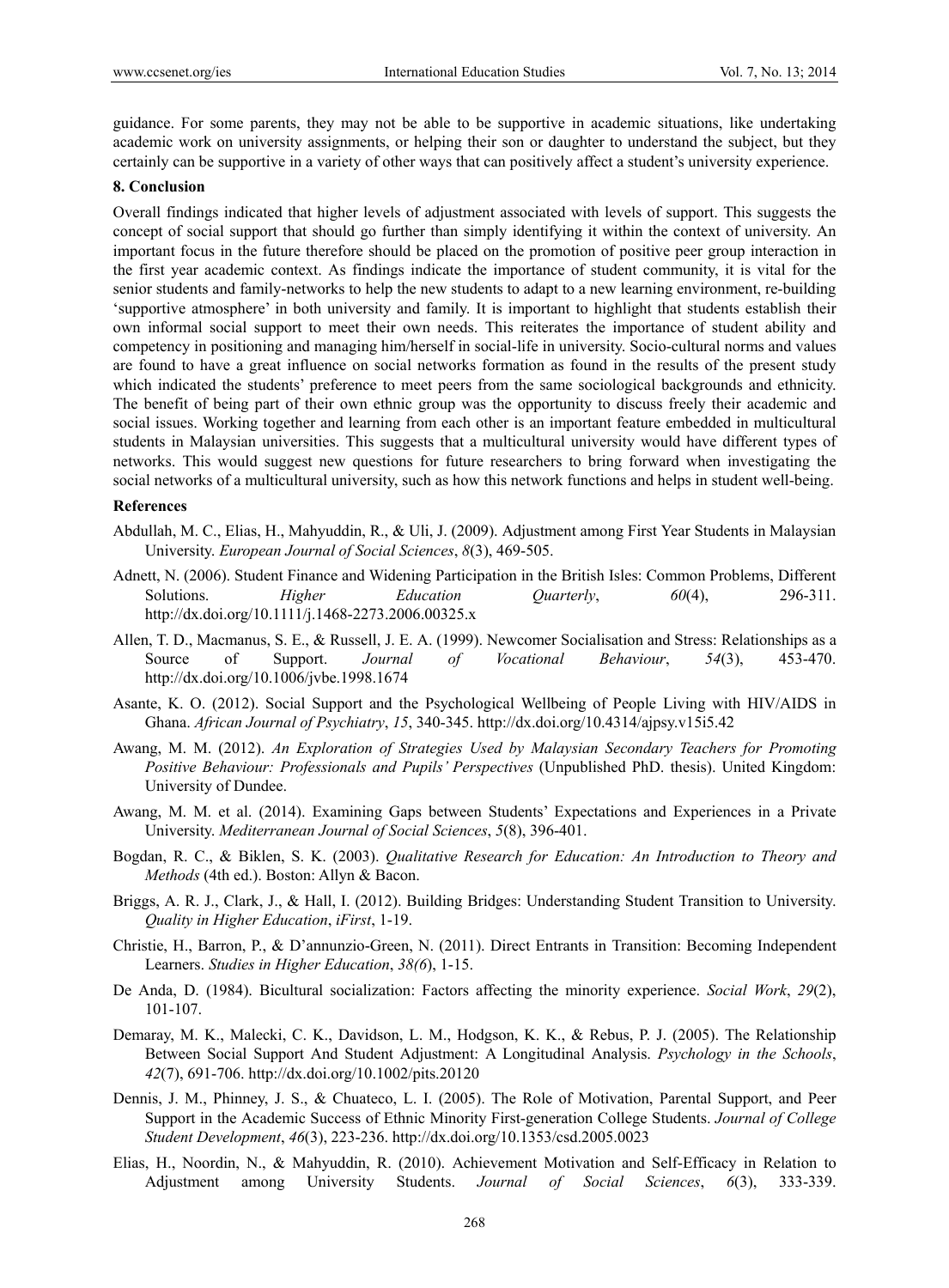guidance. For some parents, they may not be able to be supportive in academic situations, like undertaking academic work on university assignments, or helping their son or daughter to understand the subject, but they certainly can be supportive in a variety of other ways that can positively affect a student's university experience.

## 8. Conclusion

Overall findings indicated that higher levels of adjustment associated with levels of support. This suggests the concept of social support that should go further than simply identifying it within the context of university. An important focus in the future therefore should be placed on the promotion of positive peer group interaction in the first year academic context. As findings indicate the importance of student community, it is vital for the senior students and family-networks to help the new students to adapt to a new learning environment, re-building 'supportive atmosphere' in both university and family. It is important to highlight that students establish their own informal social support to meet their own needs. This reiterates the importance of student ability and competency in positioning and managing him/herself in social-life in university. Socio-cultural norms and values are found to have a great influence on social networks formation as found in the results of the present study which indicated the students' preference to meet peers from the same sociological backgrounds and ethnicity. The benefit of being part of their own ethnic group was the opportunity to discuss freely their academic and social issues. Working together and learning from each other is an important feature embedded in multicultural students in Malaysian universities. This suggests that a multicultural university would have different types of networks. This would suggest new questions for future researchers to bring forward when investigating the social networks of a multicultural university, such as how this network functions and helps in student well-being.

## References

Abdullah, M. C., Elias, H., Mahyuddin, R., & Uli, J. (2009). Adjustment among First Year Students in Malaysian University. *European Journal of Social Sciences*, *8*(3), 469-505.

Adnett, N. (2006). Student Finance and Widening Participation in the British Isles: Common Problems, Different Solutions. *Higher Education Quarterly*, *60*(4), 296-311. http://dx.doi.org/10.1111/j.1468-2273.2006.00325.x

Allen, T. D., Macmanus, S. E., & Russell, J. E. A. (1999). Newcomer Socialisation and Stress: Relationships as a Source of Support. *Journal of Vocational Behaviour*, *54*(3), 453-470. http://dx.doi.org/10.1006/jvbe.1998.1674

Asante, K. O. (2012). Social Support and the Psychological Wellbeing of People Living with HIV/AIDS in Ghana. *African Journal of Psychiatry*, *15*, 340-345. http://dx.doi.org/10.4314/ajpsy.v15i5.42

Awang, M. M. (2012). *An Exploration of Strategies Used by Malaysian Secondary Teachers for Promoting Positive Behaviour: Professionals and Pupils' Perspectives* (Unpublished PhD. thesis). United Kingdom: University of Dundee.

Awang, M. M. et al. (2014). Examining Gaps between Students' Expectations and Experiences in a Private University. *Mediterranean Journal of Social Sciences*, *5*(8), 396-401.

Bogdan, R. C., & Biklen, S. K. (2003). *Qualitative Research for Education: An Introduction to Theory and Methods* (4th ed.). Boston: Allyn & Bacon.

Briggs, A. R. J., Clark, J., & Hall, I. (2012). Building Bridges: Understanding Student Transition to University. *Quality in Higher Education*, *iFirst*, 1-19.

Christie, H., Barron, P., & D'annunzio-Green, N. (2011). Direct Entrants in Transition: Becoming Independent Learners. *Studies in Higher Education*, *38(6*), 1-15.

De Anda, D. (1984). Bicultural socialization: Factors affecting the minority experience. *Social Work*, *29*(2), 101-107.

Demaray, M. K., Malecki, C. K., Davidson, L. M., Hodgson, K. K., & Rebus, P. J. (2005). The Relationship Between Social Support And Student Adjustment: A Longitudinal Analysis. *Psychology in the Schools*, *42*(7), 691-706. http://dx.doi.org/10.1002/pits.20120

Dennis, J. M., Phinney, J. S., & Chuateco, L. I. (2005). The Role of Motivation, Parental Support, and Peer Support in the Academic Success of Ethnic Minority First-generation College Students. *Journal of College Student Development*, *46*(3), 223-236. http://dx.doi.org/10.1353/csd.2005.0023

Elias, H., Noordin, N., & Mahyuddin, R. (2010). Achievement Motivation and Self-Efficacy in Relation to Adjustment among University Students. *Journal of Social Sciences*, *6*(3), 333-339.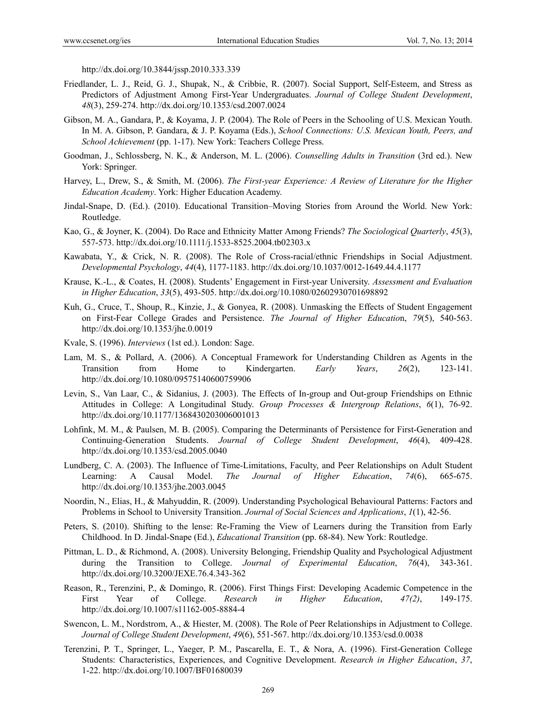http://dx.doi.org/10.3844/jssp.2010.333.339

Friedlander, L. J., Reid, G. J., Shupak, N., & Cribbie, R. (2007). Social Support, Self-Esteem, and Stress as Predictors of Adjustment Among First-Year Undergraduates. *Journal of College Student Development*, *48*(3), 259-274. http://dx.doi.org/10.1353/csd.2007.0024

Gibson, M. A., Gandara, P., & Koyama, J. P. (2004). The Role of Peers in the Schooling of U.S. Mexican Youth. In M. A. Gibson, P. Gandara, & J. P. Koyama (Eds.), *School Connections: U.S. Mexican Youth, Peers, and School Achievement* (pp. 1-17). New York: Teachers College Press.

Goodman, J., Schlossberg, N. K., & Anderson, M. L. (2006). *Counselling Adults in Transition* (3rd ed.). New York: Springer.

Harvey, L., Drew, S., & Smith, M. (2006). *The First-year Experience: A Review of Literature for the Higher Education Academy*. York: Higher Education Academy.

Jindal-Snape, D. (Ed.). (2010). Educational Transition–Moving Stories from Around the World. New York: Routledge.

Kao, G., & Joyner, K. (2004). Do Race and Ethnicity Matter Among Friends? *The Sociological Quarterly*, *45*(3), 557-573. http://dx.doi.org/10.1111/j.1533-8525.2004.tb02303.x

Kawabata, Y., & Crick, N. R. (2008). The Role of Cross-racial/ethnic Friendships in Social Adjustment. *Developmental Psychology*, *44*(4), 1177-1183. http://dx.doi.org/10.1037/0012-1649.44.4.1177

Krause, K.-L., & Coates, H. (2008). Students' Engagement in First-year University. *Assessment and Evaluation in Higher Education*, *33*(5), 493-505. http://dx.doi.org/10.1080/02602930701698892

Kuh, G., Cruce, T., Shoup, R., Kinzie, J., & Gonyea, R. (2008). Unmasking the Effects of Student Engagement on First-Fear College Grades and Persistence. *The Journal of Higher Educatio*n, *79*(5), 540-563. http://dx.doi.org/10.1353/jhe.0.0019

Kvale, S. (1996). *Interviews* (1st ed.). London: Sage.

Lam, M. S., & Pollard, A. (2006). A Conceptual Framework for Understanding Children as Agents in the Transition from Home to Kindergarten. *Early Years*, *26*(2), 123-141. http://dx.doi.org/10.1080/09575140600759906

Levin, S., Van Laar, C., & Sidanius, J. (2003). The Effects of In-group and Out-group Friendships on Ethnic Attitudes in College: A Longitudinal Study. *Group Processes & Intergroup Relations*, *6*(1), 76-92. http://dx.doi.org/10.1177/1368430203006001013

Lohfink, M. M., & Paulsen, M. B. (2005). Comparing the Determinants of Persistence for First-Generation and Continuing-Generation Students. *Journal of College Student Development*, *46*(4), 409-428. http://dx.doi.org/10.1353/csd.2005.0040

Lundberg, C. A. (2003). The Influence of Time-Limitations, Faculty, and Peer Relationships on Adult Student Learning: A Causal Model. *The Journal of Higher Education*, *74*(6), 665-675. http://dx.doi.org/10.1353/jhe.2003.0045

Noordin, N., Elias, H., & Mahyuddin, R. (2009). Understanding Psychological Behavioural Patterns: Factors and Problems in School to University Transition. *Journal of Social Sciences and Applications*, *1*(1), 42-56.

Peters, S. (2010). Shifting to the lense: Re-Framing the View of Learners during the Transition from Early Childhood. In D. Jindal-Snape (Ed.), *Educational Transition* (pp. 68-84). New York: Routledge.

Pittman, L. D., & Richmond, A. (2008). University Belonging, Friendship Quality and Psychological Adjustment during the Transition to College. *Journal of Experimental Education*, *76*(4), 343-361. http://dx.doi.org/10.3200/JEXE.76.4.343-362

Reason, R., Terenzini, P., & Domingo, R. (2006). First Things First: Developing Academic Competence in the First Year of College. *Research in Higher Education*, *47(2)*, 149-175. http://dx.doi.org/10.1007/s11162-005-8884-4

Swencon, L. M., Nordstrom, A., & Hiester, M. (2008). The Role of Peer Relationships in Adjustment to College. *Journal of College Student Development*, *49*(6), 551-567. http://dx.doi.org/10.1353/csd.0.0038

Terenzini, P. T., Springer, L., Yaeger, P. M., Pascarella, E. T., & Nora, A. (1996). First-Generation College Students: Characteristics, Experiences, and Cognitive Development. *Research in Higher Education*, *37*, 1-22. http://dx.doi.org/10.1007/BF01680039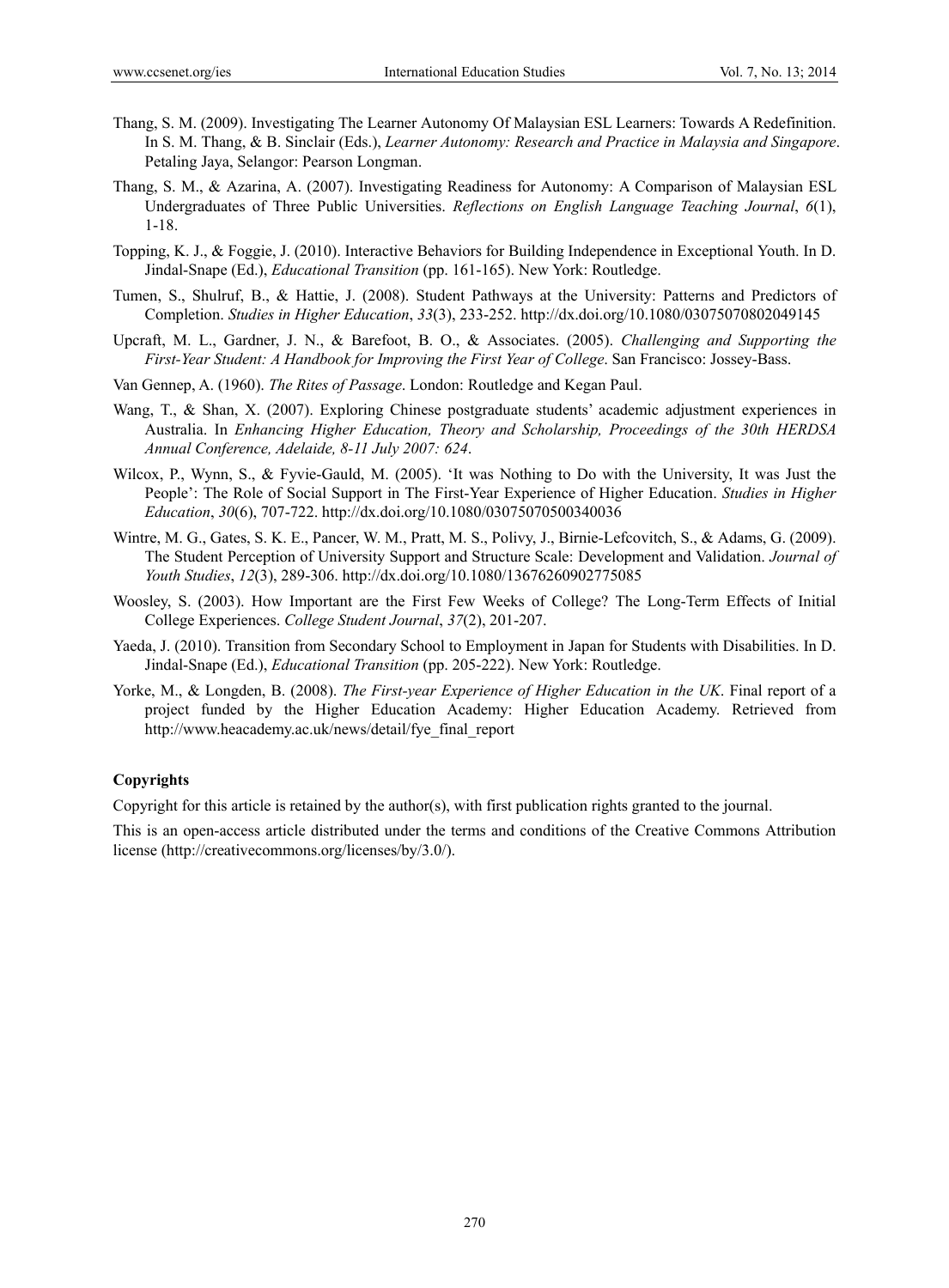Thang, S. M. (2009). Investigating The Learner Autonomy Of Malaysian ESL Learners: Towards A Redefinition. In S. M. Thang, & B. Sinclair (Eds.), *Learner Autonomy: Research and Practice in Malaysia and Singapore*. Petaling Jaya, Selangor: Pearson Longman.

Thang, S. M., & Azarina, A. (2007). Investigating Readiness for Autonomy: A Comparison of Malaysian ESL Undergraduates of Three Public Universities. *Reflections on English Language Teaching Journal*, *6*(1), 1-18.

Topping, K. J., & Foggie, J. (2010). Interactive Behaviors for Building Independence in Exceptional Youth. In D. Jindal-Snape (Ed.), *Educational Transition* (pp. 161-165). New York: Routledge.

Tumen, S., Shulruf, B., & Hattie, J. (2008). Student Pathways at the University: Patterns and Predictors of Completion. *Studies in Higher Education*, *33*(3), 233-252. http://dx.doi.org/10.1080/03075070802049145

Upcraft, M. L., Gardner, J. N., & Barefoot, B. O., & Associates. (2005). *Challenging and Supporting the First-Year Student: A Handbook for Improving the First Year of College*. San Francisco: Jossey-Bass.

Van Gennep, A. (1960). *The Rites of Passage*. London: Routledge and Kegan Paul.

Wang, T., & Shan, X. (2007). Exploring Chinese postgraduate students' academic adjustment experiences in Australia. In *Enhancing Higher Education, Theory and Scholarship, Proceedings of the 30th HERDSA Annual Conference, Adelaide, 8-11 July 2007: 624*.

Wilcox, P., Wynn, S., & Fyvie-Gauld, M. (2005). 'It was Nothing to Do with the University, It was Just the People': The Role of Social Support in The First-Year Experience of Higher Education. *Studies in Higher Education*, *30*(6), 707-722. http://dx.doi.org/10.1080/03075070500340036

Wintre, M. G., Gates, S. K. E., Pancer, W. M., Pratt, M. S., Polivy, J., Birnie-Lefcovitch, S., & Adams, G. (2009). The Student Perception of University Support and Structure Scale: Development and Validation. *Journal of Youth Studies*, *12*(3), 289-306. http://dx.doi.org/10.1080/13676260902775085

Woosley, S. (2003). How Important are the First Few Weeks of College? The Long-Term Effects of Initial College Experiences. *College Student Journal*, *37*(2), 201-207.

Yaeda, J. (2010). Transition from Secondary School to Employment in Japan for Students with Disabilities. In D. Jindal-Snape (Ed.), *Educational Transition* (pp. 205-222). New York: Routledge.

Yorke, M., & Longden, B. (2008). *The First-year Experience of Higher Education in the UK*. Final report of a project funded by the Higher Education Academy: Higher Education Academy. Retrieved from http://www.heacademy.ac.uk/news/detail/fye_final_report

**Copyrights**

Copyright for this article is retained by the author(s), with first publication rights granted to the journal.

This is an open-access article distributed under the terms and conditions of the Creative Commons Attribution license (http://creativecommons.org/licenses/by/3.0/).